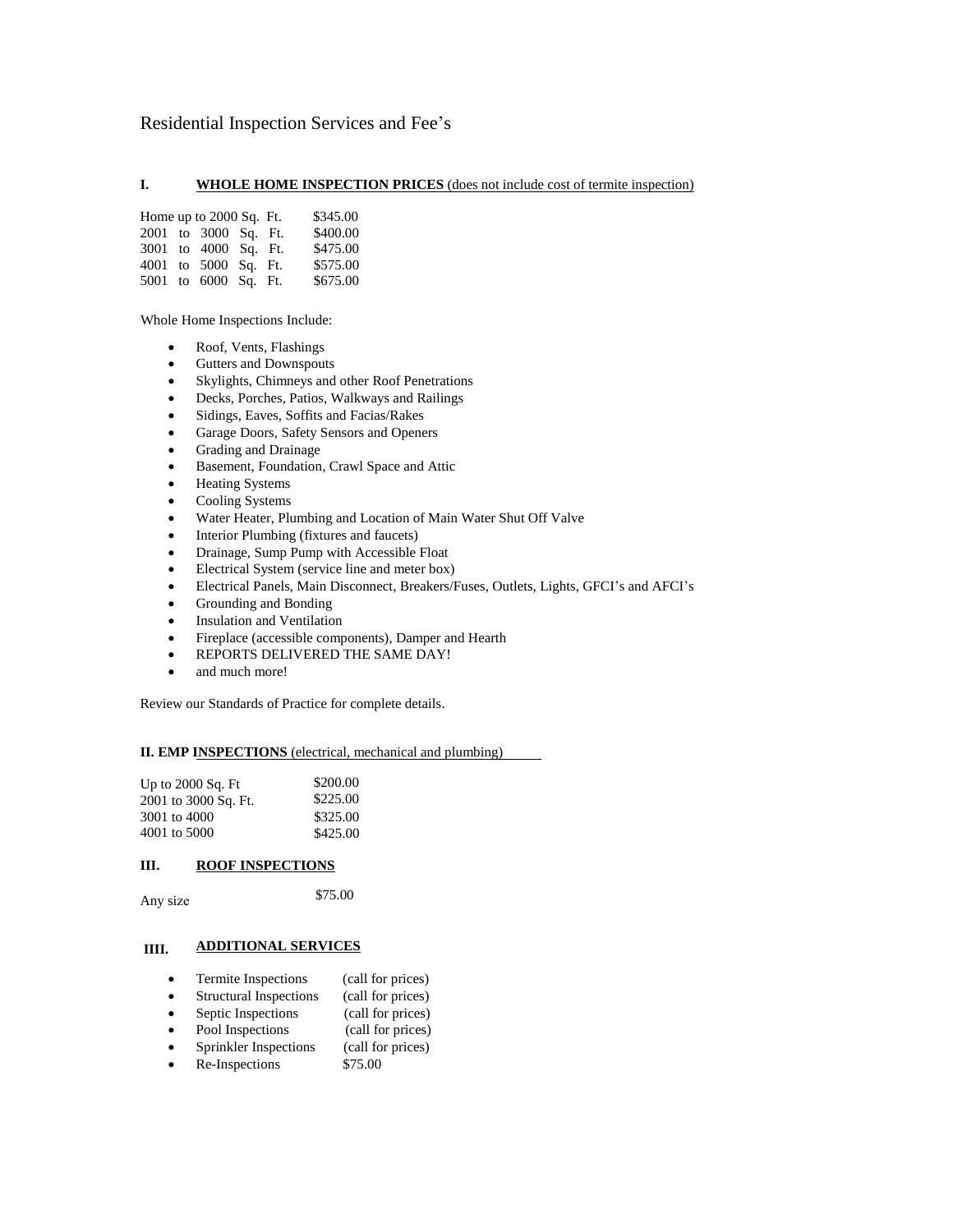# Residential Inspection Services and Fee's

## I. **WHOLE HOME INSPECTION PRICES** (does not include cost of termite inspection)

| | |
|---|---|
| Home up to 2000 Sq. Ft. | $345.00 |
| 2001 to 3000 Sq. Ft. | $400.00 |
| 3001 to 4000 Sq. Ft. | $475.00 |
| 4001 to 5000 Sq. Ft. | $575.00 |
| 5001 to 6000 Sq. Ft. | $675.00 |

Whole Home Inspections Include:

- Roof, Vents, Flashings
- Gutters and Downspouts
- Skylights, Chimneys and other Roof Penetrations
- Decks, Porches, Patios, Walkways and Railings
- Sidings, Eaves, Soffits and Facias/Rakes
- Garage Doors, Safety Sensors and Openers
- Grading and Drainage
- Basement, Foundation, Crawl Space and Attic
- Heating Systems
- Cooling Systems
- Water Heater, Plumbing and Location of Main Water Shut Off Valve
- Interior Plumbing (fixtures and faucets)
- Drainage, Sump Pump with Accessible Float
- Electrical System (service line and meter box)
- Electrical Panels, Main Disconnect, Breakers/Fuses, Outlets, Lights, GFCI's and AFCI's
- Grounding and Bonding
- Insulation and Ventilation
- Fireplace (accessible components), Damper and Hearth
- REPORTS DELIVERED THE SAME DAY!
- and much more!

Review our Standards of Practice for complete details.

## II. **EMP INSPECTIONS** (electrical, mechanical and plumbing)

| | |
|---|---|
| Up to 2000 Sq. Ft | $200.00 |
| 2001 to 3000 Sq. Ft. | $225.00 |
| 3001 to 4000 | $325.00 |
| 4001 to 5000 | $425.00 |

## III. **ROOF INSPECTIONS**

| | |
|---|---|
| Any size | $75.00 |

## IIII. **ADDITIONAL SERVICES**

- Termite Inspections (call for prices)
- Structural Inspections (call for prices)
- Septic Inspections (call for prices)
- Pool Inspections (call for prices)
- Sprinkler Inspections (call for prices)
- Re-Inspections $75.00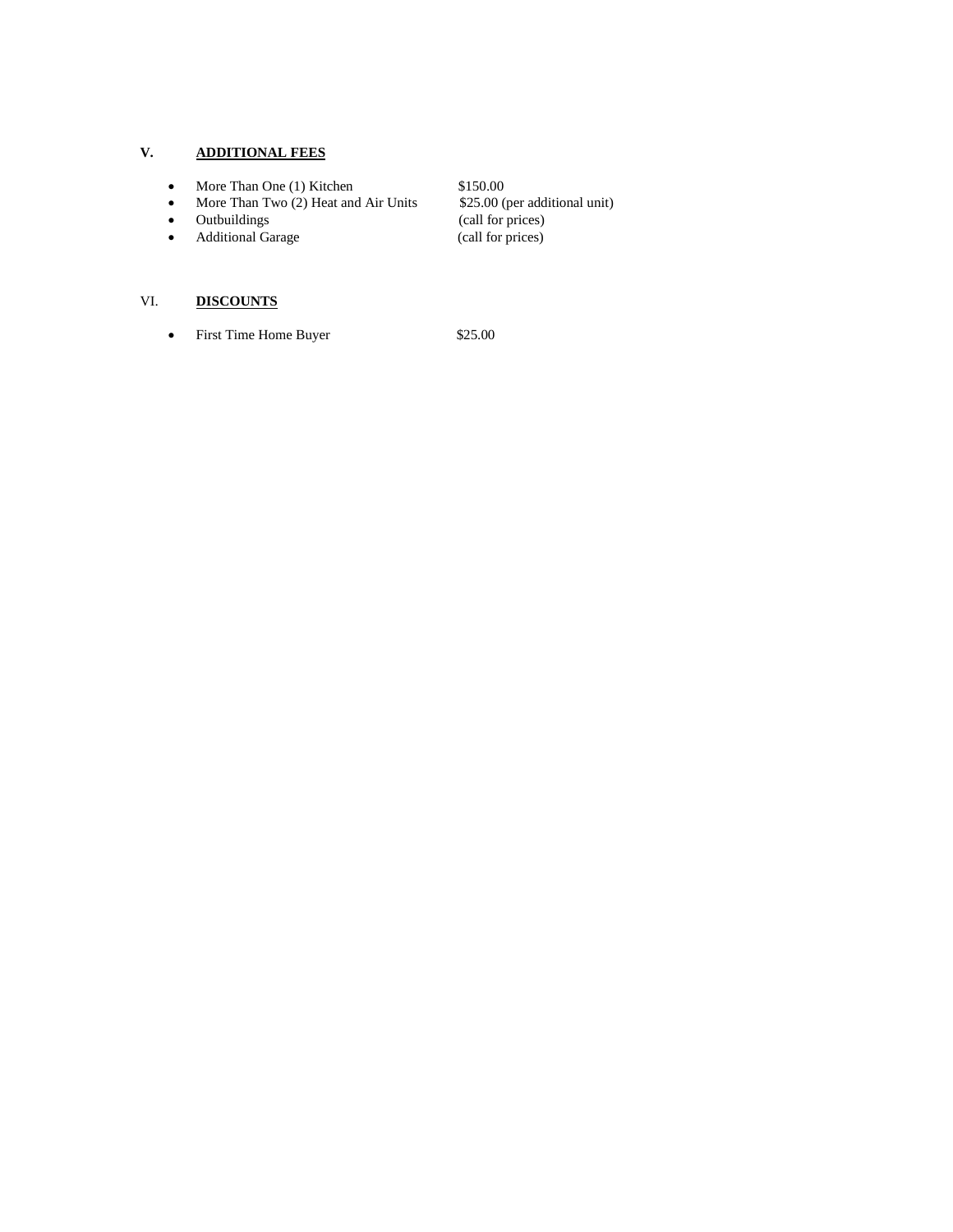## V. ADDITIONAL FEES

- More Than One (1) Kitchen — $150.00
- More Than Two (2) Heat and Air Units — $25.00 (per additional unit)
- Outbuildings — (call for prices)
- Additional Garage — (call for prices)

## VI. DISCOUNTS

- First Time Home Buyer — $25.00